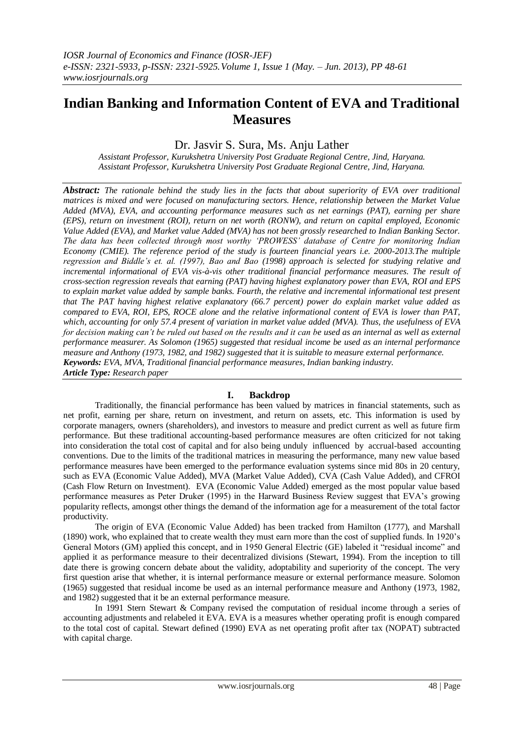# Indian Banking and Information Content of EVA and Traditional Measures

Dr. Jasvir S. Sura, Ms. Anju Lather

*Assistant Professor, Kurukshetra University Post Graduate Regional Centre, Jind, Haryana.*
*Assistant Professor, Kurukshetra University Post Graduate Regional Centre, Jind, Haryana.*

***Abstract:*** *The rationale behind the study lies in the facts that about superiority of EVA over traditional matrices is mixed and were focused on manufacturing sectors. Hence, relationship between the Market Value Added (MVA), EVA, and accounting performance measures such as net earnings (PAT), earning per share (EPS), return on investment (ROI), return on net worth (RONW), and return on capital employed, Economic Value Added (EVA), and Market value Added (MVA) has not been grossly researched to Indian Banking Sector. The data has been collected through most worthy 'PROWESS' database of Centre for monitoring Indian Economy (CMIE). The reference period of the study is fourteen financial years i.e. 2000-2013.The multiple regression and Biddle's et. al. (1997), Bao and Bao (1998) approach is selected for studying relative and incremental informational of EVA vis-à-vis other traditional financial performance measures. The result of cross-section regression reveals that earning (PAT) having highest explanatory power than EVA, ROI and EPS to explain market value added by sample banks. Fourth, the relative and incremental informational test present that The PAT having highest relative explanatory (66.7 percent) power do explain market value added as compared to EVA, ROI, EPS, ROCE alone and the relative informational content of EVA is lower than PAT, which, accounting for only 57.4 present of variation in market value added (MVA). Thus, the usefulness of EVA for decision making can't be ruled out based on the results and it can be used as an internal as well as external performance measurer. As Solomon (1965) suggested that residual income be used as an internal performance measure and Anthony (1973, 1982, and 1982) suggested that it is suitable to measure external performance.*

***Keywords:*** *EVA, MVA, Traditional financial performance measures, Indian banking industry.*

***Article Type:*** *Research paper*

## I. Backdrop

Traditionally, the financial performance has been valued by matrices in financial statements, such as net profit, earning per share, return on investment, and return on assets, etc. This information is used by corporate managers, owners (shareholders), and investors to measure and predict current as well as future firm performance. But these traditional accounting-based performance measures are often criticized for not taking into consideration the total cost of capital and for also being unduly influenced by accrual-based accounting conventions. Due to the limits of the traditional matrices in measuring the performance, many new value based performance measures have been emerged to the performance evaluation systems since mid 80s in 20 century, such as EVA (Economic Value Added), MVA (Market Value Added), CVA (Cash Value Added), and CFROI (Cash Flow Return on Investment). EVA (Economic Value Added) emerged as the most popular value based performance measures as Peter Druker (1995) in the Harward Business Review suggest that EVA's growing popularity reflects, amongst other things the demand of the information age for a measurement of the total factor productivity.

The origin of EVA (Economic Value Added) has been tracked from Hamilton (1777), and Marshall (1890) work, who explained that to create wealth they must earn more than the cost of supplied funds. In 1920's General Motors (GM) applied this concept, and in 1950 General Electric (GE) labeled it "residual income" and applied it as performance measure to their decentralized divisions (Stewart, 1994). From the inception to till date there is growing concern debate about the validity, adoptability and superiority of the concept. The very first question arise that whether, it is internal performance measure or external performance measure. Solomon (1965) suggested that residual income be used as an internal performance measure and Anthony (1973, 1982, and 1982) suggested that it be an external performance measure.

In 1991 Stern Stewart & Company revised the computation of residual income through a series of accounting adjustments and relabeled it EVA. EVA is a measures whether operating profit is enough compared to the total cost of capital. Stewart defined (1990) EVA as net operating profit after tax (NOPAT) subtracted with capital charge.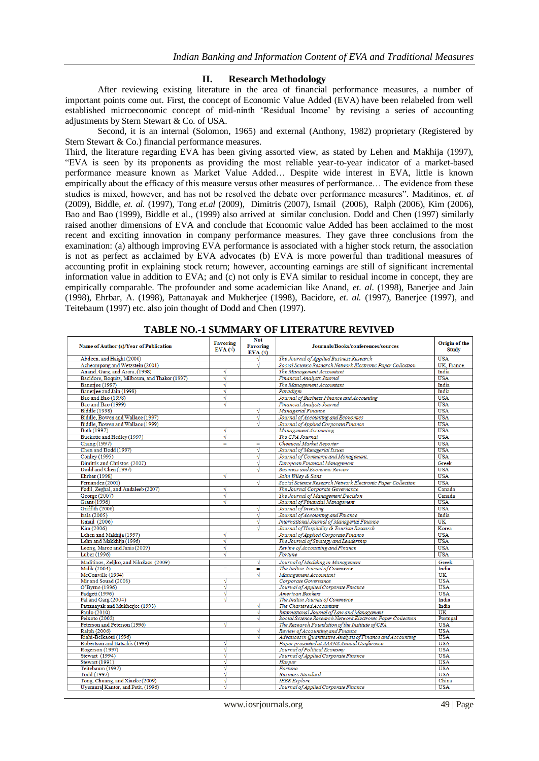## II. Research Methodology

After reviewing existing literature in the area of financial performance measures, a number of important points come out. First, the concept of Economic Value Added (EVA) have been relabeled from well established microeconomic concept of mid-ninth 'Residual Income' by revising a series of accounting adjustments by Stern Stewart & Co. of USA.

Second, it is an internal (Solomon, 1965) and external (Anthony, 1982) proprietary (Registered by Stern Stewart & Co.) financial performance measures.

Third, the literature regarding EVA has been giving assorted view, as stated by Lehen and Makhija (1997), "EVA is seen by its proponents as providing the most reliable year-to-year indicator of a market-based performance measure known as Market Value Added… Despite wide interest in EVA, little is known empirically about the efficacy of this measure versus other measures of performance… The evidence from these studies is mixed, however, and has not be resolved the debate over performance measures". Maditinos, *et. al* (2009), Biddle, *et. al.* (1997), Tong *et.al* (2009), Dimitris (2007), Ismail (2006), Ralph (2006), Kim (2006), Bao and Bao (1999), Biddle et al., (1999) also arrived at similar conclusion. Dodd and Chen (1997) similarly raised another dimensions of EVA and conclude that Economic value Added has been acclaimed to the most recent and exciting innovation in company performance measures. They gave three conclusions from the examination: (a) although improving EVA performance is associated with a higher stock return, the association is not as perfect as acclaimed by EVA advocates (b) EVA is more powerful than traditional measures of accounting profit in explaining stock return; however, accounting earnings are still of significant incremental information value in addition to EVA; and (c) not only is EVA similar to residual income in concept, they are empirically comparable. The profounder and some academician like Anand, *et. al.* (1998), Banerjee and Jain (1998), Ehrbar, A. (1998), Pattanayak and Mukherjee (1998), Bacidore, *et. al.* (1997), Banerjee (1997), and Teitebaum (1997) etc. also join thought of Dodd and Chen (1997).

**TABLE NO.-1 SUMMARY OF LITERATURE REVIVED**

| Name of Author (s)/Year of Publication | Favoring EVA (√) | Not Favoring EVA (√) | Journals/Books/conferences/sources | Origin of the Study |
|---|---|---|---|---|
| Abdeen, and Haight (2000) | | √ | *The Journal of Applied Business Research* | USA |
| Acheampong and Wetzstein (2001) | | √ | *Social Science Research Network Electronic Paper Collection* | UK, France. |
| Anand, Garg, and Arora, (1998) | √ | | *The Management Accountant* | India |
| Bacidore, Boquits, Milbourn, and Thakor (1997) | √ | | *Financial Analysts Journal* | USA |
| Banerjee (1997) | √ | | *The Management Accountant* | India |
| Banerjee and Jain (1998) | √ | | *Paradigm* | India |
| Bao and Bao (1998) | √ | | *Journal of Business Finance and Accounting* | USA |
| Bao and Bao (1999) | √ | | *Financial Analysts Journal* | USA |
| Biddle (1998) | | √ | *Managerial Finance* | USA |
| Biddle, Bowen and Wallace (1997) | | √ | *Journal of Accounting and Economics* | USA |
| Biddle, Bowen and Wallace (1999) | | √ | *Journal of Applied Corporate Finance* | USA |
| Both (1997) | √ | | *Management Accounting* | USA |
| Buekette and Hedley (1997) | √ | | *The CPA Journal* | USA |
| Chang (1997) | = | = | *Chemical Market Reporter* | USA |
| Chen and Dodd (1997) | | √ | *Journal of Managerial Issues* | USA |
| Conley (1995) | | √ | *Journal of Commerce and Management,* | USA |
| Dimitris and Christos (2007) | | √ | *European Financial Management* | Greek |
| Dodd and Chen (1997) | | √ | *Business and Economic Review* | USA |
| Ehrbar (1998) | √ | | *John Wiley & Sons* | USA |
| Fernandez (2001) | | √ | *Social Science Research Network Electronic Paper Collection* | USA |
| Fodil, Zeghal, and Andaleeb (2007) | √ | | *The Journal Corporate Governance* | Canada |
| George (2007) | √ | | *The Journal of Management Decision* | Canada |
| Grant (1996) | √ | | *Journal of Financial Management* | USA |
| Griffith (2006) | | √ | *Journal of Investing* | USA |
| Irala (2005) | | √ | *Journal of Accounting and Finance* | India |
| Ismail (2006) | | √ | *International Journal of Managerial Finance* | UK |
| Kim (2006) | | √ | *Journal of Hospitality & Tourism Research* | Korea |
| Lehen and Makhija (1997) | √ | | *Journal of Applied Corporate Finance* | USA |
| Lehn and Makkhija (1996) | √ | | *The Journal of Strategy and Leadership* | USA |
| Leong, Marco and Janis (2009) | √ | | *Review of Accounting and Finance* | USA |
| Luber (1996) | √ | | *Fortune* | USA |
| Maditinos, Zeljko, and Nikolaos (2009) | | √ | *Journal of Modeling in Management* | Greek |
| Malik (2004) | = | = | *The Indian Journal of Commerce* | India |
| McConville (1994) | | √ | *Management Accountant* | UK |
| Mir and Souad (2008) | √ | | *Corporate Governance* | USA |
| O'Byrne (1996) | √ | | *Journal of Applied Corporate Finance* | USA |
| Padgett (1996) | √ | | *American Bankers* | USA |
| Pal and Garg (2004) | √ | | *The Indian Journal of Commerce* | India |
| Pattanayak and Mukherjee (1998) | | √ | *The Chartered Accountant* | India |
| Paulo (2010) | | √ | *International Journal of Law and Management* | UK |
| Peixoto (2002) | | √ | *Social Science Research Network Electronic Paper Collection* | Portugal |
| Peterson and Peterson (1996) | √ | | *The Research Foundation of the Institute of CFA* | USA |
| Ralph (2006) | | √ | *Review of Accounting and Finance* | USA |
| Riahi-Belkaoui (1996) | | √ | *Advances in Quantitative Analysis of Finance and Accounting* | USA |
| Robertson and Batsakis (1999) | √ | | *Paper presented at AAANZ Annual Conference* | USA |
| Rogerson (1997) | √ | | *Journal of Political Economy* | USA |
| Stewart (1994) | √ | | *Journal of Applied Corporate Finance* | USA |
| Stewart (1991) | √ | | *Harper* | USA |
| Teitebaum (1997) | √ | | *Fortune* | USA |
| Todd (1997) | √ | | *Business Standard* | USA |
| Tong, Chuang, and Xiaoke (2009) | √ | | *IEEE Explore* | China |
| Uyemura Kantor, and Petit, (1996) | √ | | *Journal of Applied Corporate Finance* | USA |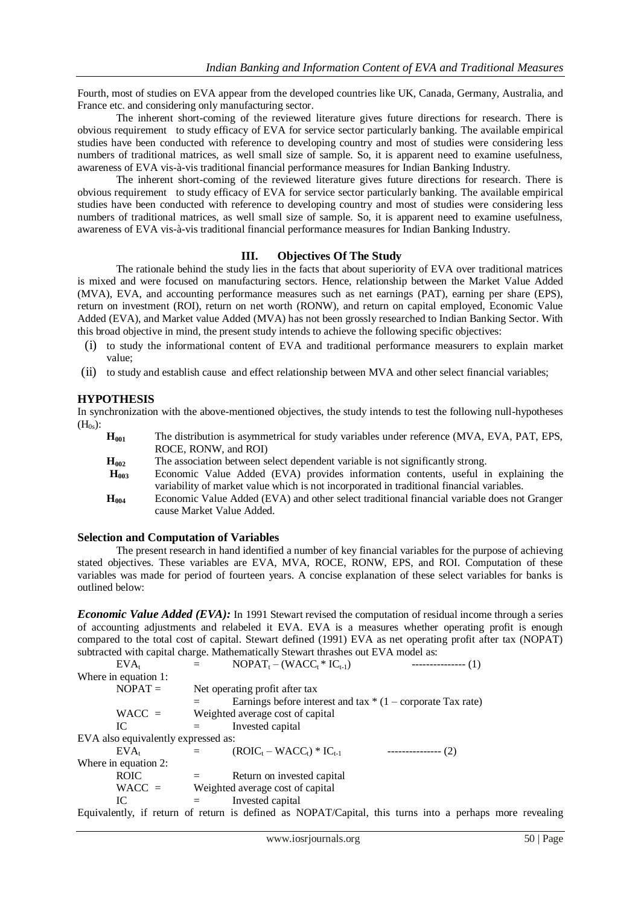Fourth, most of studies on EVA appear from the developed countries like UK, Canada, Germany, Australia, and France etc. and considering only manufacturing sector.

The inherent short-coming of the reviewed literature gives future directions for research. There is obvious requirement to study efficacy of EVA for service sector particularly banking. The available empirical studies have been conducted with reference to developing country and most of studies were considering less numbers of traditional matrices, as well small size of sample. So, it is apparent need to examine usefulness, awareness of EVA vis-à-vis traditional financial performance measures for Indian Banking Industry.

The inherent short-coming of the reviewed literature gives future directions for research. There is obvious requirement to study efficacy of EVA for service sector particularly banking. The available empirical studies have been conducted with reference to developing country and most of studies were considering less numbers of traditional matrices, as well small size of sample. So, it is apparent need to examine usefulness, awareness of EVA vis-à-vis traditional financial performance measures for Indian Banking Industry.

## III. Objectives Of The Study

The rationale behind the study lies in the facts that about superiority of EVA over traditional matrices is mixed and were focused on manufacturing sectors. Hence, relationship between the Market Value Added (MVA), EVA, and accounting performance measures such as net earnings (PAT), earning per share (EPS), return on investment (ROI), return on net worth (RONW), and return on capital employed, Economic Value Added (EVA), and Market value Added (MVA) has not been grossly researched to Indian Banking Sector. With this broad objective in mind, the present study intends to achieve the following specific objectives:

(i) to study the informational content of EVA and traditional performance measurers to explain market value;

(ii) to study and establish cause and effect relationship between MVA and other select financial variables;

### HYPOTHESIS

In synchronization with the above-mentioned objectives, the study intends to test the following null-hypotheses ($H_{0s}$):

- **$H_{001}$** The distribution is asymmetrical for study variables under reference (MVA, EVA, PAT, EPS, ROCE, RONW, and ROI)
- **$H_{002}$** The association between select dependent variable is not significantly strong.
- **$H_{003}$** Economic Value Added (EVA) provides information contents, useful in explaining the variability of market value which is not incorporated in traditional financial variables.
- **$H_{004}$** Economic Value Added (EVA) and other select traditional financial variable does not Granger cause Market Value Added.

### Selection and Computation of Variables

The present research in hand identified a number of key financial variables for the purpose of achieving stated objectives. These variables are EVA, MVA, ROCE, RONW, EPS, and ROI. Computation of these variables was made for period of fourteen years. A concise explanation of these select variables for banks is outlined below:

***Economic Value Added (EVA):*** In 1991 Stewart revised the computation of residual income through a series of accounting adjustments and relabeled it EVA. EVA is a measures whether operating profit is enough compared to the total cost of capital. Stewart defined (1991) EVA as net operating profit after tax (NOPAT) subtracted with capital charge. Mathematically Stewart thrashes out EVA model as:

$$EVA_t = NOPAT_t - (WACC_t * IC_{t-1}) \quad \text{--------------- (1)}$$

Where in equation 1:

NOPAT = Net operating profit after tax
= Earnings before interest and tax * (1 – corporate Tax rate)

WACC = Weighted average cost of capital

IC = Invested capital

EVA also equivalently expressed as:

$$EVA_t = (ROIC_t - WACC_t) * IC_{t-1} \quad \text{--------------- (2)}$$

Where in equation 2:

ROIC = Return on invested capital

WACC = Weighted average cost of capital

IC = Invested capital

Equivalently, if return of return is defined as NOPAT/Capital, this turns into a perhaps more revealing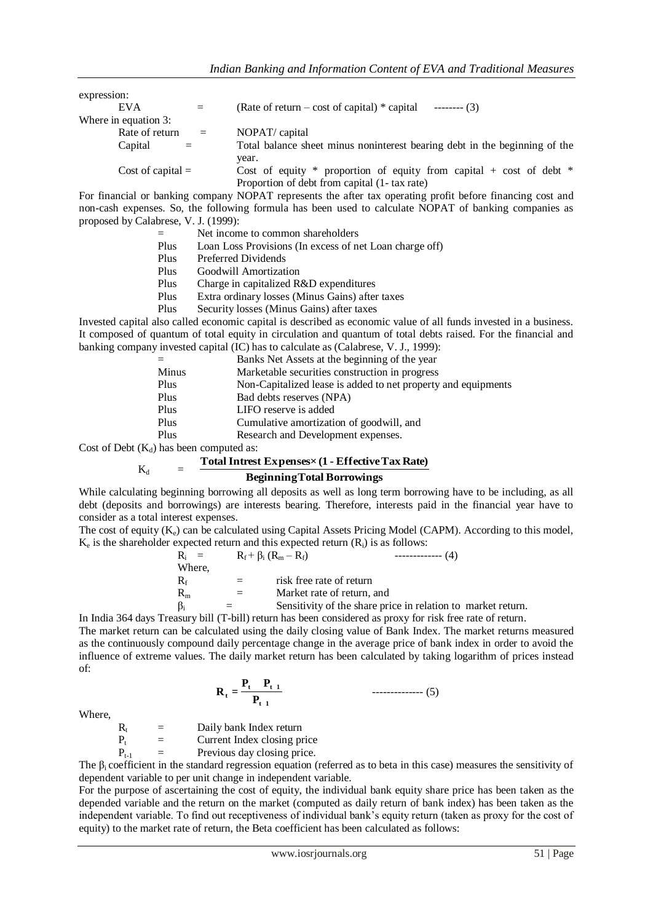expression:

$$\text{EVA} = (\text{Rate of return} - \text{cost of capital}) * \text{capital} \qquad \text{-------- (3)}$$

Where in equation 3:

Rate of return = NOPAT/ capital

Capital = Total balance sheet minus noninterest bearing debt in the beginning of the year.

Cost of capital = Cost of equity * proportion of equity from capital + cost of debt * Proportion of debt from capital (1- tax rate)

For financial or banking company NOPAT represents the after tax operating profit before financing cost and non-cash expenses. So, the following formula has been used to calculate NOPAT of banking companies as proposed by Calabrese, V. J. (1999):

| | |
|---|---|
| = | Net income to common shareholders |
| Plus | Loan Loss Provisions (In excess of net Loan charge off) |
| Plus | Preferred Dividends |
| Plus | Goodwill Amortization |
| Plus | Charge in capitalized R&D expenditures |
| Plus | Extra ordinary losses (Minus Gains) after taxes |
| Plus | Security losses (Minus Gains) after taxes |

Invested capital also called economic capital is described as economic value of all funds invested in a business. It composed of quantum of total equity in circulation and quantum of total debts raised. For the financial and banking company invested capital (IC) has to calculate as (Calabrese, V. J., 1999):

| | |
|---|---|
| = | Banks Net Assets at the beginning of the year |
| Minus | Marketable securities construction in progress |
| Plus | Non-Capitalized lease is added to net property and equipments |
| Plus | Bad debts reserves (NPA) |
| Plus | LIFO reserve is added |
| Plus | Cumulative amortization of goodwill, and |
| Plus | Research and Development expenses. |

Cost of Debt ($K_d$) has been computed as:

$$K_d = \frac{\textbf{Total Intrest Expenses} \times \textbf{(1 - Effective Tax Rate)}}{\textbf{Beginning Total Borrowings}}$$

While calculating beginning borrowing all deposits as well as long term borrowing have to be including, as all debt (deposits and borrowings) are interests bearing. Therefore, interests paid in the financial year have to consider as a total interest expenses.

The cost of equity ($K_e$) can be calculated using Capital Assets Pricing Model (CAPM). According to this model, $K_e$ is the shareholder expected return and this expected return ($R_i$) is as follows:

$$R_i = R_f + \beta_i (R_m - R_f) \qquad \text{------------- (4)}$$

Where,

$R_f$ = risk free rate of return

$R_m$ = Market rate of return, and

$\beta_i$ = Sensitivity of the share price in relation to market return.

In India 364 days Treasury bill (T-bill) return has been considered as proxy for risk free rate of return.

The market return can be calculated using the daily closing value of Bank Index. The market returns measured as the continuously compound daily percentage change in the average price of bank index in order to avoid the influence of extreme values. The daily market return has been calculated by taking logarithm of prices instead of:

$$\mathbf{R_t = \frac{P_t \quad P_{t\ 1}}{P_{t\ 1}}} \qquad \text{-------------- (5)}$$

Where,

$R_t$ = Daily bank Index return

$P_t$ = Current Index closing price

$P_{t-1}$ = Previous day closing price.

The $\beta_i$ coefficient in the standard regression equation (referred as to beta in this case) measures the sensitivity of dependent variable to per unit change in independent variable.

For the purpose of ascertaining the cost of equity, the individual bank equity share price has been taken as the depended variable and the return on the market (computed as daily return of bank index) has been taken as the independent variable. To find out receptiveness of individual bank's equity return (taken as proxy for the cost of equity) to the market rate of return, the Beta coefficient has been calculated as follows: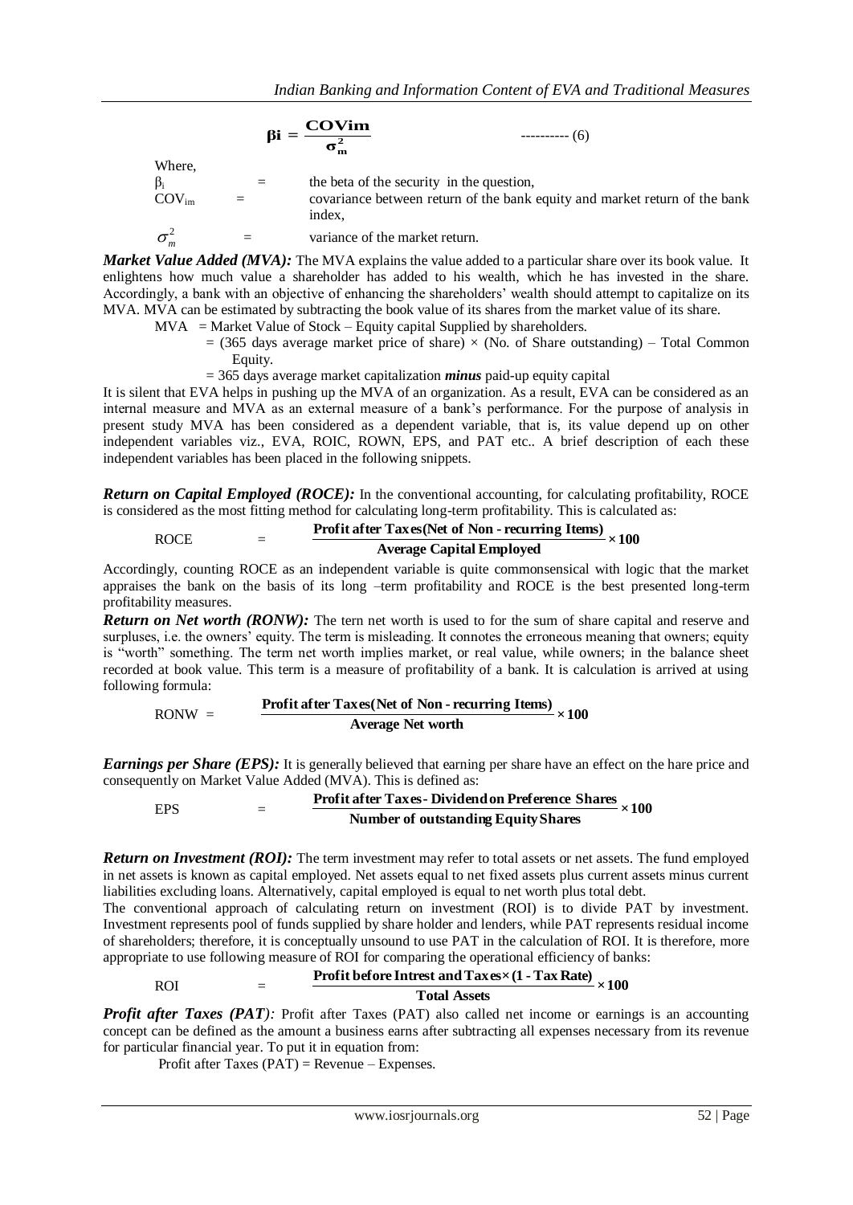$$\beta i = \frac{COVim}{\sigma_m^2} \quad \text{---------- (6)}$$

Where,

$\beta_i$ = the beta of the security in the question,

$COV_{im}$ = covariance between return of the bank equity and market return of the bank index,

$\sigma_m^2$ = variance of the market return.

***Market Value Added (MVA):*** The MVA explains the value added to a particular share over its book value. It enlightens how much value a shareholder has added to his wealth, which he has invested in the share. Accordingly, a bank with an objective of enhancing the shareholders' wealth should attempt to capitalize on its MVA. MVA can be estimated by subtracting the book value of its shares from the market value of its share.

MVA = Market Value of Stock – Equity capital Supplied by shareholders.

= (365 days average market price of share) × (No. of Share outstanding) – Total Common Equity.

= 365 days average market capitalization ***minus*** paid-up equity capital

It is silent that EVA helps in pushing up the MVA of an organization. As a result, EVA can be considered as an internal measure and MVA as an external measure of a bank's performance. For the purpose of analysis in present study MVA has been considered as a dependent variable, that is, its value depend up on other independent variables viz., EVA, ROIC, ROWN, EPS, and PAT etc.. A brief description of each these independent variables has been placed in the following snippets.

***Return on Capital Employed (ROCE):*** In the conventional accounting, for calculating profitability, ROCE is considered as the most fitting method for calculating long-term profitability. This is calculated as:

$$\text{ROCE} = \frac{\textbf{Profit after Taxes(Net of Non - recurring Items)}}{\textbf{Average Capital Employed}} \times \textbf{100}$$

Accordingly, counting ROCE as an independent variable is quite commonsensical with logic that the market appraises the bank on the basis of its long –term profitability and ROCE is the best presented long-term profitability measures.

***Return on Net worth (RONW):*** The tern net worth is used to for the sum of share capital and reserve and surpluses, i.e. the owners' equity. The term is misleading. It connotes the erroneous meaning that owners; equity is "worth" something. The term net worth implies market, or real value, while owners; in the balance sheet recorded at book value. This term is a measure of profitability of a bank. It is calculation is arrived at using following formula:

$$\text{RONW} = \frac{\textbf{Profit after Taxes(Net of Non - recurring Items)}}{\textbf{Average Net worth}} \times \textbf{100}$$

***Earnings per Share (EPS):*** It is generally believed that earning per share have an effect on the hare price and consequently on Market Value Added (MVA). This is defined as:

$$\text{EPS} = \frac{\textbf{Profit after Taxes - Dividend on Preference Shares}}{\textbf{Number of outstanding Equity Shares}} \times \textbf{100}$$

***Return on Investment (ROI):*** The term investment may refer to total assets or net assets. The fund employed in net assets is known as capital employed. Net assets equal to net fixed assets plus current assets minus current liabilities excluding loans. Alternatively, capital employed is equal to net worth plus total debt.

The conventional approach of calculating return on investment (ROI) is to divide PAT by investment. Investment represents pool of funds supplied by share holder and lenders, while PAT represents residual income of shareholders; therefore, it is conceptually unsound to use PAT in the calculation of ROI. It is therefore, more appropriate to use following measure of ROI for comparing the operational efficiency of banks:

$$\text{ROI} = \frac{\textbf{Profit before Intrest and Taxes} \times \textbf{(1 - Tax Rate)}}{\textbf{Total Assets}} \times \textbf{100}$$

***Profit after Taxes (PAT):*** Profit after Taxes (PAT) also called net income or earnings is an accounting concept can be defined as the amount a business earns after subtracting all expenses necessary from its revenue for particular financial year. To put it in equation from:

Profit after Taxes (PAT) = Revenue – Expenses.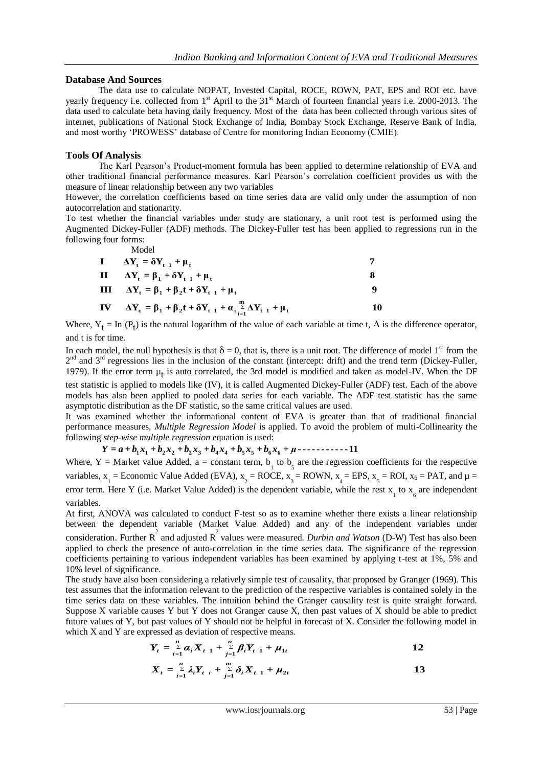## Database And Sources

The data use to calculate NOPAT, Invested Capital, ROCE, ROWN, PAT, EPS and ROI etc. have yearly frequency i.e. collected from 1st April to the 31st March of fourteen financial years i.e. 2000-2013. The data used to calculate beta having daily frequency. Most of the data has been collected through various sites of internet, publications of National Stock Exchange of India, Bombay Stock Exchange, Reserve Bank of India, and most worthy 'PROWESS' database of Centre for monitoring Indian Economy (CMIE).

## Tools Of Analysis

The Karl Pearson's Product-moment formula has been applied to determine relationship of EVA and other traditional financial performance measures. Karl Pearson's correlation coefficient provides us with the measure of linear relationship between any two variables

However, the correlation coefficients based on time series data are valid only under the assumption of non autocorrelation and stationarity.

To test whether the financial variables under study are stationary, a unit root test is performed using the Augmented Dickey-Fuller (ADF) methods. The Dickey-Fuller test has been applied to regressions run in the following four forms:

Model

I $\quad \Delta Y_t = \delta Y_{t-1} + \mu_t$ $\quad$ 7

II $\quad \Delta Y_t = \beta_1 + \delta Y_{t-1} + \mu_t$ $\quad$ 8

III $\quad \Delta Y_t = \beta_1 + \beta_2 t + \delta Y_{t-1} + \mu_t$ $\quad$ 9

IV $\quad \Delta Y_t = \beta_1 + \beta_2 t + \delta Y_{t-1} + \alpha_i \sum_{i=1}^{m} \Delta Y_{t-1} + \mu_t$ $\quad$ 10

Where, $Y_t = \ln(P_t)$ is the natural logarithm of the value of each variable at time t, $\Delta$ is the difference operator, and t is for time.

In each model, the null hypothesis is that $\delta = 0$, that is, there is a unit root. The difference of model 1st from the 2nd and 3rd regressions lies in the inclusion of the constant (intercept: drift) and the trend term (Dickey-Fuller, 1979). If the error term $\mu_t$ is auto correlated, the 3rd model is modified and taken as model-IV. When the DF test statistic is applied to models like (IV), it is called Augmented Dickey-Fuller (ADF) test. Each of the above models has also been applied to pooled data series for each variable. The ADF test statistic has the same asymptotic distribution as the DF statistic, so the same critical values are used.

It was examined whether the informational content of EVA is greater than that of traditional financial performance measures, *Multiple Regression Model* is applied. To avoid the problem of multi-Collinearity the following *step-wise multiple regression* equation is used:

$$Y = a + b_1x_1 + b_2x_2 + b_2x_3 + b_4x_4 + b_5x_5 + b_6x_6 + \mu \text{ ----------- } 11$$

Where, Y = Market value Added, a = constant term, $b_1$ to $b_5$ are the regression coefficients for the respective variables, $x_1$ = Economic Value Added (EVA), $x_2$ = ROCE, $x_3$ = ROWN, $x_4$ = EPS, $x_5$ = ROI, $x_6$ = PAT, and $\mu$ = error term. Here Y (i.e. Market Value Added) is the dependent variable, while the rest $x_1$ to $x_6$ are independent variables.

At first, ANOVA was calculated to conduct F-test so as to examine whether there exists a linear relationship between the dependent variable (Market Value Added) and any of the independent variables under consideration. Further $R^2$ and adjusted $R^2$ values were measured. *Durbin and Watson* (D-W) Test has also been applied to check the presence of auto-correlation in the time series data. The significance of the regression coefficients pertaining to various independent variables has been examined by applying t-test at 1%, 5% and 10% level of significance.

The study have also been considering a relatively simple test of causality, that proposed by Granger (1969). This test assumes that the information relevant to the prediction of the respective variables is contained solely in the time series data on these variables. The intuition behind the Granger causality test is quite straight forward. Suppose X variable causes Y but Y does not Granger cause X, then past values of X should be able to predict future values of Y, but past values of Y should not be helpful in forecast of X. Consider the following model in which X and Y are expressed as deviation of respective means.

$$Y_t = \sum_{i=1}^{n} \alpha_i X_{t-1} + \sum_{j=1}^{n} \beta_i Y_{t-1} + \mu_{1t} \qquad 12$$

$$X_t = \sum_{i=1}^{n} \lambda_i Y_{t-i} + \sum_{j=1}^{m} \delta_i X_{t-1} + \mu_{2t} \qquad 13$$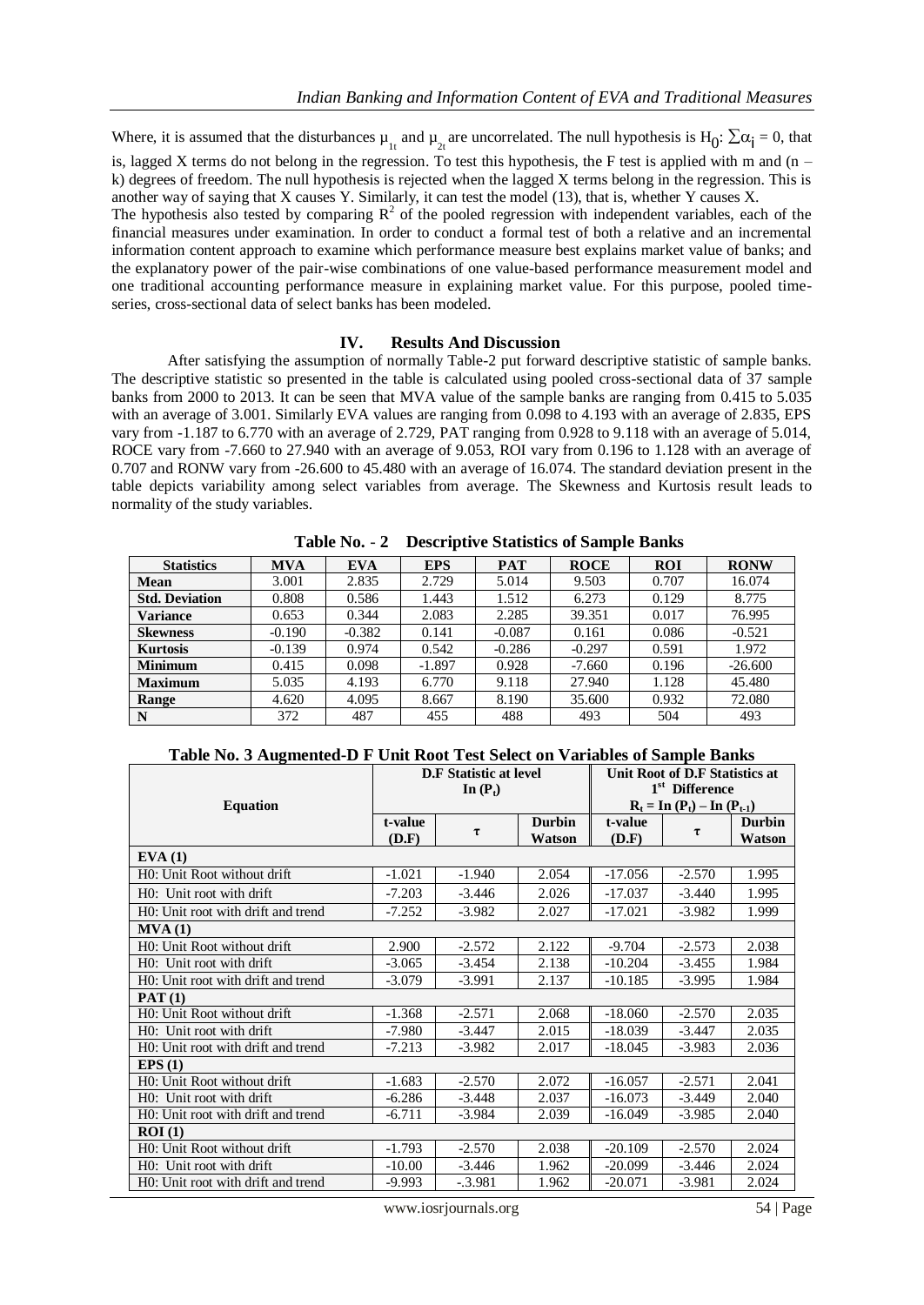Where, it is assumed that the disturbances $\mu_{1t}$ and $\mu_{2t}$ are uncorrelated. The null hypothesis is $H_0$: $\sum\alpha_i = 0$, that is, lagged X terms do not belong in the regression. To test this hypothesis, the F test is applied with m and (n – k) degrees of freedom. The null hypothesis is rejected when the lagged X terms belong in the regression. This is another way of saying that X causes Y. Similarly, it can test the model (13), that is, whether Y causes X.

The hypothesis also tested by comparing $R^2$ of the pooled regression with independent variables, each of the financial measures under examination. In order to conduct a formal test of both a relative and an incremental information content approach to examine which performance measure best explains market value of banks; and the explanatory power of the pair-wise combinations of one value-based performance measurement model and one traditional accounting performance measure in explaining market value. For this purpose, pooled time-series, cross-sectional data of select banks has been modeled.

## IV. Results And Discussion

After satisfying the assumption of normally Table-2 put forward descriptive statistic of sample banks. The descriptive statistic so presented in the table is calculated using pooled cross-sectional data of 37 sample banks from 2000 to 2013. It can be seen that MVA value of the sample banks are ranging from 0.415 to 5.035 with an average of 3.001. Similarly EVA values are ranging from 0.098 to 4.193 with an average of 2.835, EPS vary from -1.187 to 6.770 with an average of 2.729, PAT ranging from 0.928 to 9.118 with an average of 5.014, ROCE vary from -7.660 to 27.940 with an average of 9.053, ROI vary from 0.196 to 1.128 with an average of 0.707 and RONW vary from -26.600 to 45.480 with an average of 16.074. The standard deviation present in the table depicts variability among select variables from average. The Skewness and Kurtosis result leads to normality of the study variables.

**Table No. - 2 Descriptive Statistics of Sample Banks**

| Statistics | MVA | EVA | EPS | PAT | ROCE | ROI | RONW |
|---|---|---|---|---|---|---|---|
| **Mean** | 3.001 | 2.835 | 2.729 | 5.014 | 9.503 | 0.707 | 16.074 |
| **Std. Deviation** | 0.808 | 0.586 | 1.443 | 1.512 | 6.273 | 0.129 | 8.775 |
| **Variance** | 0.653 | 0.344 | 2.083 | 2.285 | 39.351 | 0.017 | 76.995 |
| **Skewness** | -0.190 | -0.382 | 0.141 | -0.087 | 0.161 | 0.086 | -0.521 |
| **Kurtosis** | -0.139 | 0.974 | 0.542 | -0.286 | -0.297 | 0.591 | 1.972 |
| **Minimum** | 0.415 | 0.098 | -1.897 | 0.928 | -7.660 | 0.196 | -26.600 |
| **Maximum** | 5.035 | 4.193 | 6.770 | 9.118 | 27.940 | 1.128 | 45.480 |
| **Range** | 4.620 | 4.095 | 8.667 | 8.190 | 35.600 | 0.932 | 72.080 |
| **N** | 372 | 487 | 455 | 488 | 493 | 504 | 493 |

**Table No. 3 Augmented-D F Unit Root Test Select on Variables of Sample Banks**

| Equation | D.F Statistic at level In ($P_t$) | | | Unit Root of D.F Statistics at 1st Difference $R_t = \ln(P_t) - \ln(P_{t-1})$ | | |
|---|---|---|---|---|---|---|
| | t-value (D.F) | τ | Durbin Watson | t-value (D.F) | τ | Durbin Watson |
| **EVA (1)** | | | | | | |
| H0: Unit Root without drift | -1.021 | -1.940 | 2.054 | -17.056 | -2.570 | 1.995 |
| H0: Unit root with drift | -7.203 | -3.446 | 2.026 | -17.037 | -3.440 | 1.995 |
| H0: Unit root with drift and trend | -7.252 | -3.982 | 2.027 | -17.021 | -3.982 | 1.999 |
| **MVA (1)** | | | | | | |
| H0: Unit Root without drift | 2.900 | -2.572 | 2.122 | -9.704 | -2.573 | 2.038 |
| H0: Unit root with drift | -3.065 | -3.454 | 2.138 | -10.204 | -3.455 | 1.984 |
| H0: Unit root with drift and trend | -3.079 | -3.991 | 2.137 | -10.185 | -3.995 | 1.984 |
| **PAT (1)** | | | | | | |
| H0: Unit Root without drift | -1.368 | -2.571 | 2.068 | -18.060 | -2.570 | 2.035 |
| H0: Unit root with drift | -7.980 | -3.447 | 2.015 | -18.039 | -3.447 | 2.035 |
| H0: Unit root with drift and trend | -7.213 | -3.982 | 2.017 | -18.045 | -3.983 | 2.036 |
| **EPS (1)** | | | | | | |
| H0: Unit Root without drift | -1.683 | -2.570 | 2.072 | -16.057 | -2.571 | 2.041 |
| H0: Unit root with drift | -6.286 | -3.448 | 2.037 | -16.073 | -3.449 | 2.040 |
| H0: Unit root with drift and trend | -6.711 | -3.984 | 2.039 | -16.049 | -3.985 | 2.040 |
| **ROI (1)** | | | | | | |
| H0: Unit Root without drift | -1.793 | -2.570 | 2.038 | -20.109 | -2.570 | 2.024 |
| H0: Unit root with drift | -10.00 | -3.446 | 1.962 | -20.099 | -3.446 | 2.024 |
| H0: Unit root with drift and trend | -9.993 | -.3.981 | 1.962 | -20.071 | -3.981 | 2.024 |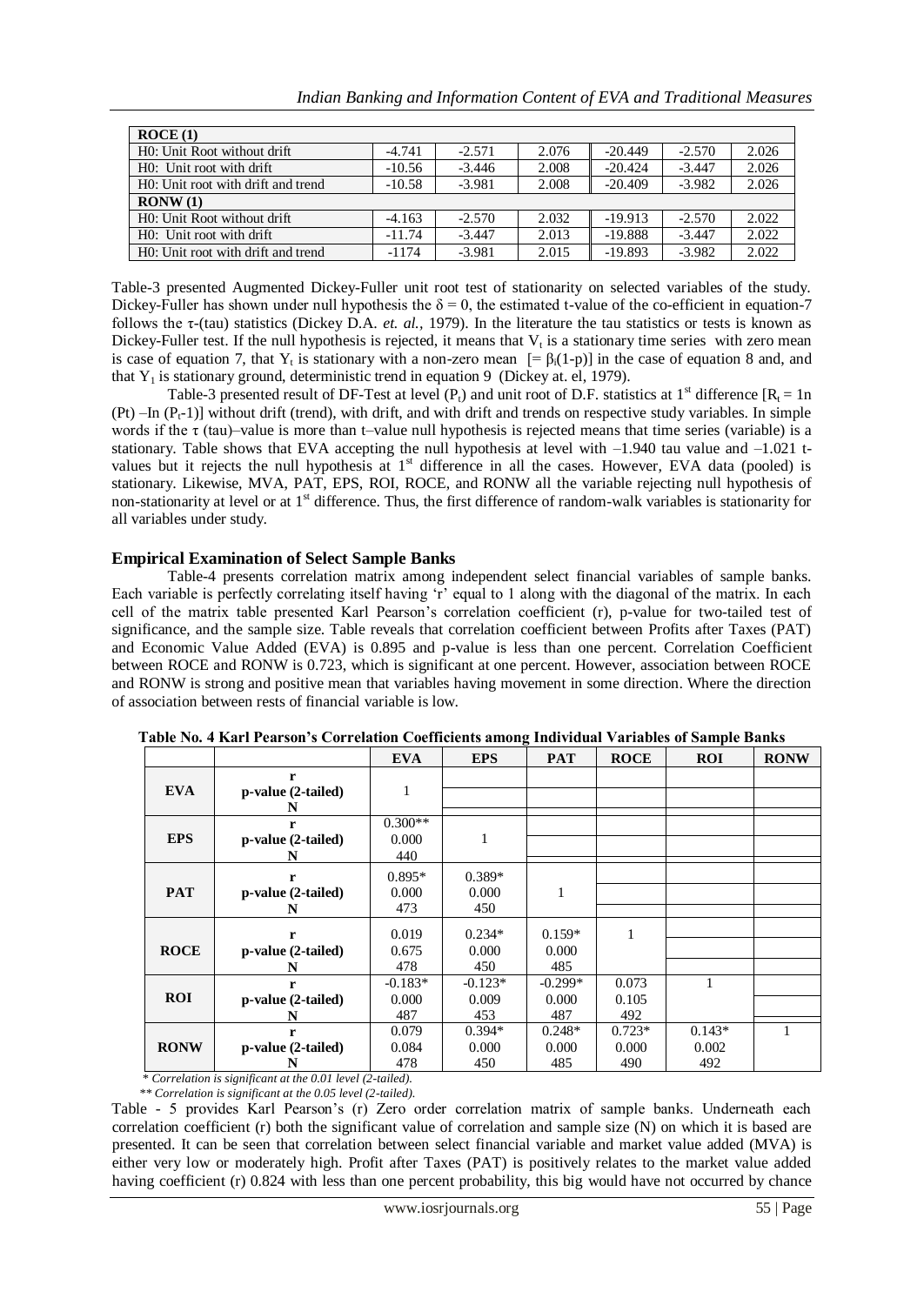| ROCE (1) | | | | | | |
|---|---|---|---|---|---|---|
| H0: Unit Root without drift | -4.741 | -2.571 | 2.076 | -20.449 | -2.570 | 2.026 |
| H0: Unit root with drift | -10.56 | -3.446 | 2.008 | -20.424 | -3.447 | 2.026 |
| H0: Unit root with drift and trend | -10.58 | -3.981 | 2.008 | -20.409 | -3.982 | 2.026 |
| **RONW (1)** | | | | | | |
| H0: Unit Root without drift | -4.163 | -2.570 | 2.032 | -19.913 | -2.570 | 2.022 |
| H0: Unit root with drift | -11.74 | -3.447 | 2.013 | -19.888 | -3.447 | 2.022 |
| H0: Unit root with drift and trend | -1174 | -3.981 | 2.015 | -19.893 | -3.982 | 2.022 |

Table-3 presented Augmented Dickey-Fuller unit root test of stationarity on selected variables of the study. Dickey-Fuller has shown under null hypothesis the $\delta = 0$, the estimated t-value of the co-efficient in equation-7 follows the $\tau$-(tau) statistics (Dickey D.A. *et. al.*, 1979). In the literature the tau statistics or tests is known as Dickey-Fuller test. If the null hypothesis is rejected, it means that $V_t$ is a stationary time series with zero mean is case of equation 7, that $Y_t$ is stationary with a non-zero mean $[= \beta_i(1-p)]$ in the case of equation 8 and, and that $Y_1$ is stationary ground, deterministic trend in equation 9 (Dickey at. el, 1979).

Table-3 presented result of DF-Test at level ($P_t$) and unit root of D.F. statistics at 1st difference $[R_t = 1n\ (Pt) - In\ (P_t\text{-}1)]$ without drift (trend), with drift, and with drift and trends on respective study variables. In simple words if the $\tau$ (tau)–value is more than t–value null hypothesis is rejected means that time series (variable) is a stationary. Table shows that EVA accepting the null hypothesis at level with –1.940 tau value and –1.021 t-values but it rejects the null hypothesis at 1st difference in all the cases. However, EVA data (pooled) is stationary. Likewise, MVA, PAT, EPS, ROI, ROCE, and RONW all the variable rejecting null hypothesis of non-stationarity at level or at 1st difference. Thus, the first difference of random-walk variables is stationarity for all variables under study.

### Empirical Examination of Select Sample Banks

Table-4 presents correlation matrix among independent select financial variables of sample banks. Each variable is perfectly correlating itself having 'r' equal to 1 along with the diagonal of the matrix. In each cell of the matrix table presented Karl Pearson's correlation coefficient (r), p-value for two-tailed test of significance, and the sample size. Table reveals that correlation coefficient between Profits after Taxes (PAT) and Economic Value Added (EVA) is 0.895 and p-value is less than one percent. Correlation Coefficient between ROCE and RONW is 0.723, which is significant at one percent. However, association between ROCE and RONW is strong and positive mean that variables having movement in some direction. Where the direction of association between rests of financial variable is low.

**Table No. 4 Karl Pearson's Correlation Coefficients among Individual Variables of Sample Banks**

| | | EVA | EPS | PAT | ROCE | ROI | RONW |
|---|---|---|---|---|---|---|---|
| **EVA** | **r** | 1 | | | | | |
| | **p-value (2-tailed)** | | | | | | |
| | **N** | | | | | | |
| **EPS** | **r** | 0.300** | 1 | | | | |
| | **p-value (2-tailed)** | 0.000 | | | | | |
| | **N** | 440 | | | | | |
| **PAT** | **r** | 0.895* | 0.389* | 1 | | | |
| | **p-value (2-tailed)** | 0.000 | 0.000 | | | | |
| | **N** | 473 | 450 | | | | |
| **ROCE** | **r** | 0.019 | 0.234* | 0.159* | 1 | | |
| | **p-value (2-tailed)** | 0.675 | 0.000 | 0.000 | | | |
| | **N** | 478 | 450 | 485 | | | |
| **ROI** | **r** | -0.183* | -0.123* | -0.299* | 0.073 | 1 | |
| | **p-value (2-tailed)** | 0.000 | 0.009 | 0.000 | 0.105 | | |
| | **N** | 487 | 453 | 487 | 492 | | |
| **RONW** | **r** | 0.079 | 0.394* | 0.248* | 0.723* | 0.143* | 1 |
| | **p-value (2-tailed)** | 0.084 | 0.000 | 0.000 | 0.000 | 0.002 | |
| | **N** | 478 | 450 | 485 | 490 | 492 | |

*\* Correlation is significant at the 0.01 level (2-tailed).*

*\*\* Correlation is significant at the 0.05 level (2-tailed).*

Table - 5 provides Karl Pearson's (r) Zero order correlation matrix of sample banks. Underneath each correlation coefficient (r) both the significant value of correlation and sample size (N) on which it is based are presented. It can be seen that correlation between select financial variable and market value added (MVA) is either very low or moderately high. Profit after Taxes (PAT) is positively relates to the market value added having coefficient (r) 0.824 with less than one percent probability, this big would have not occurred by chance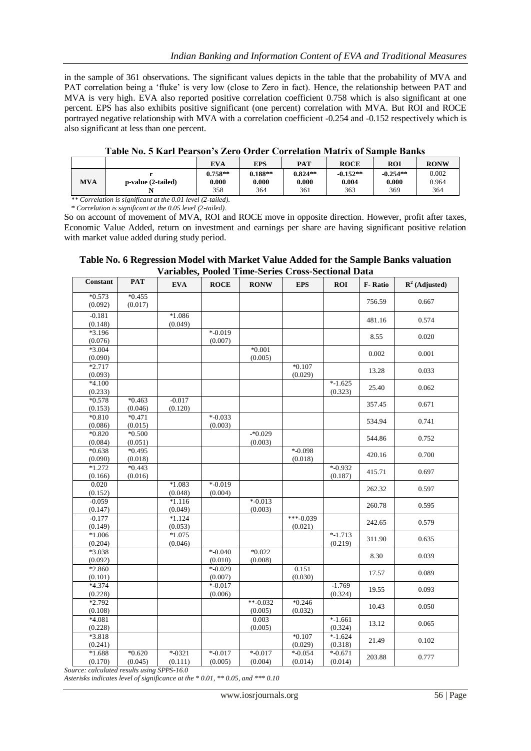in the sample of 361 observations. The significant values depicts in the table that the probability of MVA and PAT correlation being a 'fluke' is very low (close to Zero in fact). Hence, the relationship between PAT and MVA is very high. EVA also reported positive correlation coefficient 0.758 which is also significant at one percent. EPS has also exhibits positive significant (one percent) correlation with MVA. But ROI and ROCE portrayed negative relationship with MVA with a correlation coefficient -0.254 and -0.152 respectively which is also significant at less than one percent.

**Table No. 5 Karl Pearson's Zero Order Correlation Matrix of Sample Banks**

| | | EVA | EPS | PAT | ROCE | ROI | RONW |
|---|---|---|---|---|---|---|---|
| MVA | r | **0.758**** | **0.188**** | **0.824**** | **-0.152**** | **-0.254**** | 0.002 |
| | p-value (2-tailed) | **0.000** | **0.000** | **0.000** | **0.004** | **0.000** | 0.964 |
| | N | 358 | 364 | 361 | 363 | 369 | 364 |

*** Correlation is significant at the 0.01 level (2-tailed).*

** Correlation is significant at the 0.05 level (2-tailed).*

So on account of movement of MVA, ROI and ROCE move in opposite direction. However, profit after taxes, Economic Value Added, return on investment and earnings per share are having significant positive relation with market value added during study period.

**Table No. 6 Regression Model with Market Value Added for the Sample Banks valuation Variables, Pooled Time-Series Cross-Sectional Data**

| Constant | PAT | EVA | ROCE | RONW | EPS | ROI | F- Ratio | $R^2$ (Adjusted) |
|---|---|---|---|---|---|---|---|---|
| *0.573 (0.092) | *0.455 (0.017) | | | | | | 756.59 | 0.667 |
| -0.181 (0.148) | | *1.086 (0.049) | | | | | 481.16 | 0.574 |
| *3.196 (0.076) | | | *-0.019 (0.007) | | | | 8.55 | 0.020 |
| *3.004 (0.090) | | | | *0.001 (0.005) | | | 0.002 | 0.001 |
| *2.717 (0.093) | | | | | *0.107 (0.029) | | 13.28 | 0.033 |
| *4.100 (0.233) | | | | | | *-1.625 (0.323) | 25.40 | 0.062 |
| *0.578 (0.153) | *0.463 (0.046) | -0.017 (0.120) | | | | | 357.45 | 0.671 |
| *0.810 (0.086) | *0.471 (0.015) | | *-0.033 (0.003) | | | | 534.94 | 0.741 |
| *0.820 (0.084) | *0.500 (0.051) | | | -*0.029 (0.003) | | | 544.86 | 0.752 |
| *0.638 (0.090) | *0.495 (0.018) | | | | *-0.098 (0.018) | | 420.16 | 0.700 |
| *1.272 (0.166) | *0.443 (0.016) | | | | | *-0.932 (0.187) | 415.71 | 0.697 |
| 0.020 (0.152) | | *1.083 (0.048) | *-0.019 (0.004) | | | | 262.32 | 0.597 |
| -0.059 (0.147) | | *1.116 (0.049) | | *-0.013 (0.003) | | | 260.78 | 0.595 |
| -0.177 (0.149) | | *1.124 (0.053) | | | ***-0.039 (0.021) | | 242.65 | 0.579 |
| *1.006 (0.204) | | *1.075 (0.046) | | | | *-1.713 (0.219) | 311.90 | 0.635 |
| *3.038 (0.092) | | | *-0.040 (0.010) | *0.022 (0.008) | | | 8.30 | 0.039 |
| *2.860 (0.101) | | | *-0.029 (0.007) | | 0.151 (0.030) | | 17.57 | 0.089 |
| *4.374 (0.228) | | | *-0.017 (0.006) | | | -1.769 (0.324) | 19.55 | 0.093 |
| *2.792 (0.108) | | | | **-0.032 (0.005) | *0.246 (0.032) | | 10.43 | 0.050 |
| *4.081 (0.228) | | | | 0.003 (0.005) | | *-1.661 (0.324) | 13.12 | 0.065 |
| *3.818 (0.241) | | | | | *0.107 (0.029) | *-1.624 (0.318) | 21.49 | 0.102 |
| *1.688 (0.170) | *0.620 (0.045) | *-0321 (0.111) | *-0.017 (0.005) | *-0.017 (0.004) | *-0.054 (0.014) | *-0.671 (0.014) | 203.88 | 0.777 |

*Source: calculated results using SPPS-16.0*

*Asterisks indicates level of significance at the * 0.01, ** 0.05, and *** 0.10*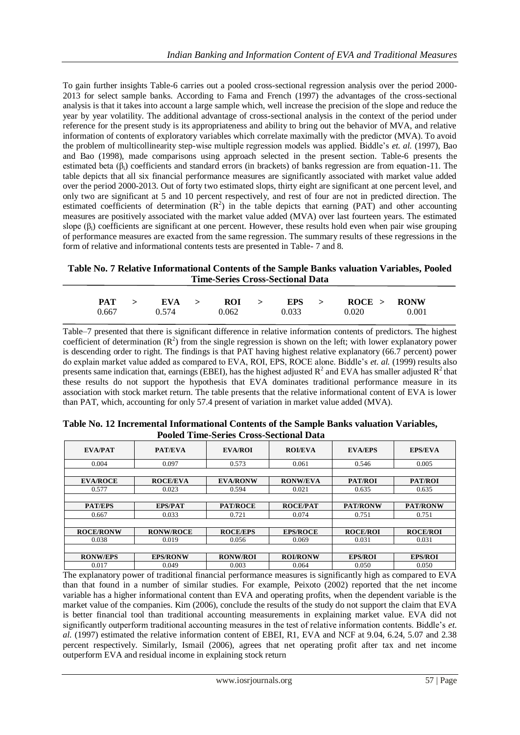To gain further insights Table-6 carries out a pooled cross-sectional regression analysis over the period 2000-2013 for select sample banks. According to Fama and French (1997) the advantages of the cross-sectional analysis is that it takes into account a large sample which, well increase the precision of the slope and reduce the year by year volatility. The additional advantage of cross-sectional analysis in the context of the period under reference for the present study is its appropriateness and ability to bring out the behavior of MVA, and relative information of contents of exploratory variables which correlate maximally with the predictor (MVA). To avoid the problem of multicollinearity step-wise multiple regression models was applied. Biddle's *et. al.* (1997), Bao and Bao (1998), made comparisons using approach selected in the present section. Table-6 presents the estimated beta ($\beta_i$) coefficients and standard errors (in brackets) of banks regression are from equation-11. The table depicts that all six financial performance measures are significantly associated with market value added over the period 2000-2013. Out of forty two estimated slops, thirty eight are significant at one percent level, and only two are significant at 5 and 10 percent respectively, and rest of four are not in predicted direction. The estimated coefficients of determination ($R^2$) in the table depicts that earning (PAT) and other accounting measures are positively associated with the market value added (MVA) over last fourteen years. The estimated slope ($\beta_i$) coefficients are significant at one percent. However, these results hold even when pair wise grouping of performance measures are exacted from the same regression. The summary results of these regressions in the form of relative and informational contents tests are presented in Table- 7 and 8.

**Table No. 7 Relative Informational Contents of the Sample Banks valuation Variables, Pooled Time-Series Cross-Sectional Data**

| PAT > | EVA > | ROI > | EPS > | ROCE > | RONW |
|---|---|---|---|---|---|
| 0.667 | 0.574 | 0.062 | 0.033 | 0.020 | 0.001 |

Table–7 presented that there is significant difference in relative information contents of predictors. The highest coefficient of determination ($R^2$) from the single regression is shown on the left; with lower explanatory power is descending order to right. The findings is that PAT having highest relative explanatory (66.7 percent) power do explain market value added as compared to EVA, ROI, EPS, ROCE alone. Biddle's *et. al.* (1999) results also presents same indication that, earnings (EBEI), has the highest adjusted $R^2$ and EVA has smaller adjusted $R^2$ that these results do not support the hypothesis that EVA dominates traditional performance measure in its association with stock market return. The table presents that the relative informational content of EVA is lower than PAT, which, accounting for only 57.4 present of variation in market value added (MVA).

**Table No. 12 Incremental Informational Contents of the Sample Banks valuation Variables, Pooled Time-Series Cross-Sectional Data**

| EVA/PAT | PAT/EVA | EVA/ROI | ROI/EVA | EVA/EPS | EPS/EVA |
|---|---|---|---|---|---|
| 0.004 | 0.097 | 0.573 | 0.061 | 0.546 | 0.005 |
| **EVA/ROCE** | **ROCE/EVA** | **EVA/RONW** | **RONW/EVA** | **PAT/ROI** | **PAT/ROI** |
| 0.577 | 0.023 | 0.594 | 0.021 | 0.635 | 0.635 |
| **PAT/EPS** | **EPS/PAT** | **PAT/ROCE** | **ROCE/PAT** | **PAT/RONW** | **PAT/RONW** |
| 0.667 | 0.033 | 0.721 | 0.074 | 0.751 | 0.751 |
| **ROCE/RONW** | **RONW/ROCE** | **ROCE/EPS** | **EPS/ROCE** | **ROCE/ROI** | **ROCE/ROI** |
| 0.038 | 0.019 | 0.056 | 0.069 | 0.031 | 0.031 |
| **RONW/EPS** | **EPS/RONW** | **RONW/ROI** | **ROI/RONW** | **EPS/ROI** | **EPS/ROI** |
| 0.017 | 0.049 | 0.003 | 0.064 | 0.050 | 0.050 |

The explanatory power of traditional financial performance measures is significantly high as compared to EVA than that found in a number of similar studies. For example, Peixoto (2002) reported that the net income variable has a higher informational content than EVA and operating profits, when the dependent variable is the market value of the companies. Kim (2006), conclude the results of the study do not support the claim that EVA is better financial tool than traditional accounting measurements in explaining market value. EVA did not significantly outperform traditional accounting measures in the test of relative information contents. Biddle's *et. al.* (1997) estimated the relative information content of EBEI, R1, EVA and NCF at 9.04, 6.24, 5.07 and 2.38 percent respectively. Similarly, Ismail (2006), agrees that net operating profit after tax and net income outperform EVA and residual income in explaining stock return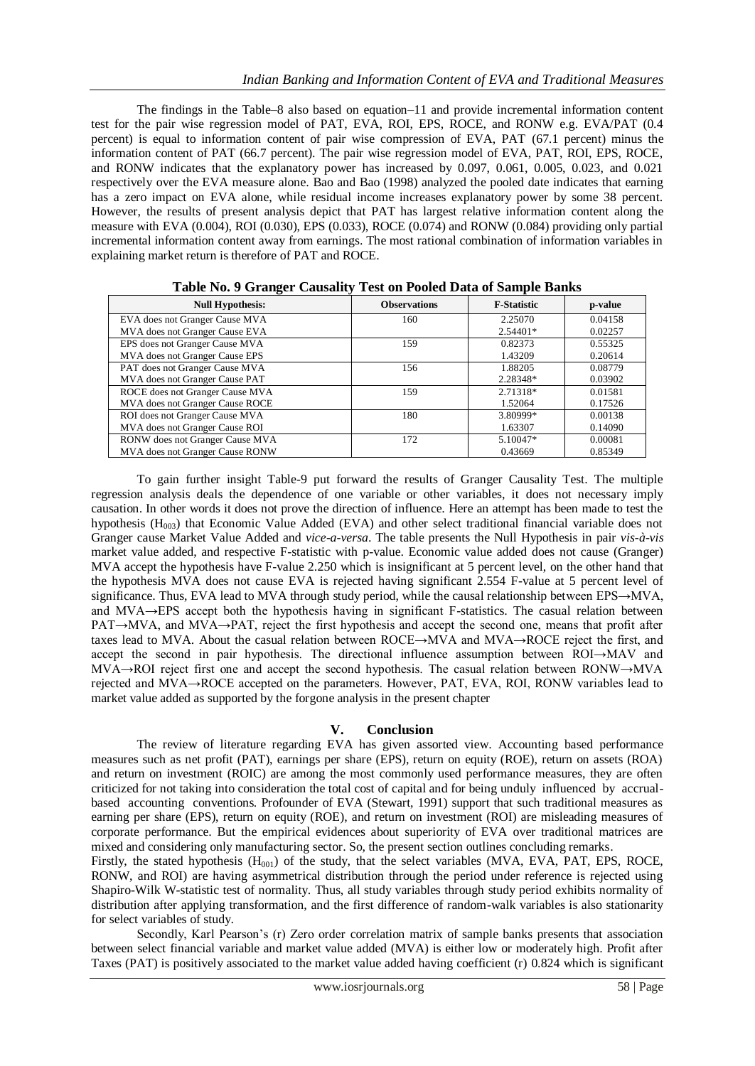The findings in the Table–8 also based on equation–11 and provide incremental information content test for the pair wise regression model of PAT, EVA, ROI, EPS, ROCE, and RONW e.g. EVA/PAT (0.4 percent) is equal to information content of pair wise compression of EVA, PAT (67.1 percent) minus the information content of PAT (66.7 percent). The pair wise regression model of EVA, PAT, ROI, EPS, ROCE, and RONW indicates that the explanatory power has increased by 0.097, 0.061, 0.005, 0.023, and 0.021 respectively over the EVA measure alone. Bao and Bao (1998) analyzed the pooled date indicates that earning has a zero impact on EVA alone, while residual income increases explanatory power by some 38 percent. However, the results of present analysis depict that PAT has largest relative information content along the measure with EVA (0.004), ROI (0.030), EPS (0.033), ROCE (0.074) and RONW (0.084) providing only partial incremental information content away from earnings. The most rational combination of information variables in explaining market return is therefore of PAT and ROCE.

**Table No. 9 Granger Causality Test on Pooled Data of Sample Banks**

| Null Hypothesis: | Observations | F-Statistic | p-value |
|---|---|---|---|
| EVA does not Granger Cause MVA | 160 | 2.25070 | 0.04158 |
| MVA does not Granger Cause EVA | | 2.54401* | 0.02257 |
| EPS does not Granger Cause MVA | 159 | 0.82373 | 0.55325 |
| MVA does not Granger Cause EPS | | 1.43209 | 0.20614 |
| PAT does not Granger Cause MVA | 156 | 1.88205 | 0.08779 |
| MVA does not Granger Cause PAT | | 2.28348* | 0.03902 |
| ROCE does not Granger Cause MVA | 159 | 2.71318* | 0.01581 |
| MVA does not Granger Cause ROCE | | 1.52064 | 0.17526 |
| ROI does not Granger Cause MVA | 180 | 3.80999* | 0.00138 |
| MVA does not Granger Cause ROI | | 1.63307 | 0.14090 |
| RONW does not Granger Cause MVA | 172 | 5.10047* | 0.00081 |
| MVA does not Granger Cause RONW | | 0.43669 | 0.85349 |

To gain further insight Table-9 put forward the results of Granger Causality Test. The multiple regression analysis deals the dependence of one variable or other variables, it does not necessary imply causation. In other words it does not prove the direction of influence. Here an attempt has been made to test the hypothesis ($H_{003}$) that Economic Value Added (EVA) and other select traditional financial variable does not Granger cause Market Value Added and *vice-a-versa*. The table presents the Null Hypothesis in pair *vis-à-vis* market value added, and respective F-statistic with p-value. Economic value added does not cause (Granger) MVA accept the hypothesis have F-value 2.250 which is insignificant at 5 percent level, on the other hand that the hypothesis MVA does not cause EVA is rejected having significant 2.554 F-value at 5 percent level of significance. Thus, EVA lead to MVA through study period, while the causal relationship between EPS→MVA, and MVA→EPS accept both the hypothesis having in significant F-statistics. The casual relation between PAT→MVA, and MVA→PAT, reject the first hypothesis and accept the second one, means that profit after taxes lead to MVA. About the casual relation between ROCE→MVA and MVA→ROCE reject the first, and accept the second in pair hypothesis. The directional influence assumption between ROI→MAV and MVA→ROI reject first one and accept the second hypothesis. The casual relation between RONW→MVA rejected and MVA→ROCE accepted on the parameters. However, PAT, EVA, ROI, RONW variables lead to market value added as supported by the forgone analysis in the present chapter

## V. Conclusion

The review of literature regarding EVA has given assorted view. Accounting based performance measures such as net profit (PAT), earnings per share (EPS), return on equity (ROE), return on assets (ROA) and return on investment (ROIC) are among the most commonly used performance measures, they are often criticized for not taking into consideration the total cost of capital and for being unduly influenced by accrual-based accounting conventions. Profounder of EVA (Stewart, 1991) support that such traditional measures as earning per share (EPS), return on equity (ROE), and return on investment (ROI) are misleading measures of corporate performance. But the empirical evidences about superiority of EVA over traditional matrices are mixed and considering only manufacturing sector. So, the present section outlines concluding remarks.

Firstly, the stated hypothesis ($H_{001}$) of the study, that the select variables (MVA, EVA, PAT, EPS, ROCE, RONW, and ROI) are having asymmetrical distribution through the period under reference is rejected using Shapiro-Wilk W-statistic test of normality. Thus, all study variables through study period exhibits normality of distribution after applying transformation, and the first difference of random-walk variables is also stationarity for select variables of study.

Secondly, Karl Pearson's (r) Zero order correlation matrix of sample banks presents that association between select financial variable and market value added (MVA) is either low or moderately high. Profit after Taxes (PAT) is positively associated to the market value added having coefficient (r) 0.824 which is significant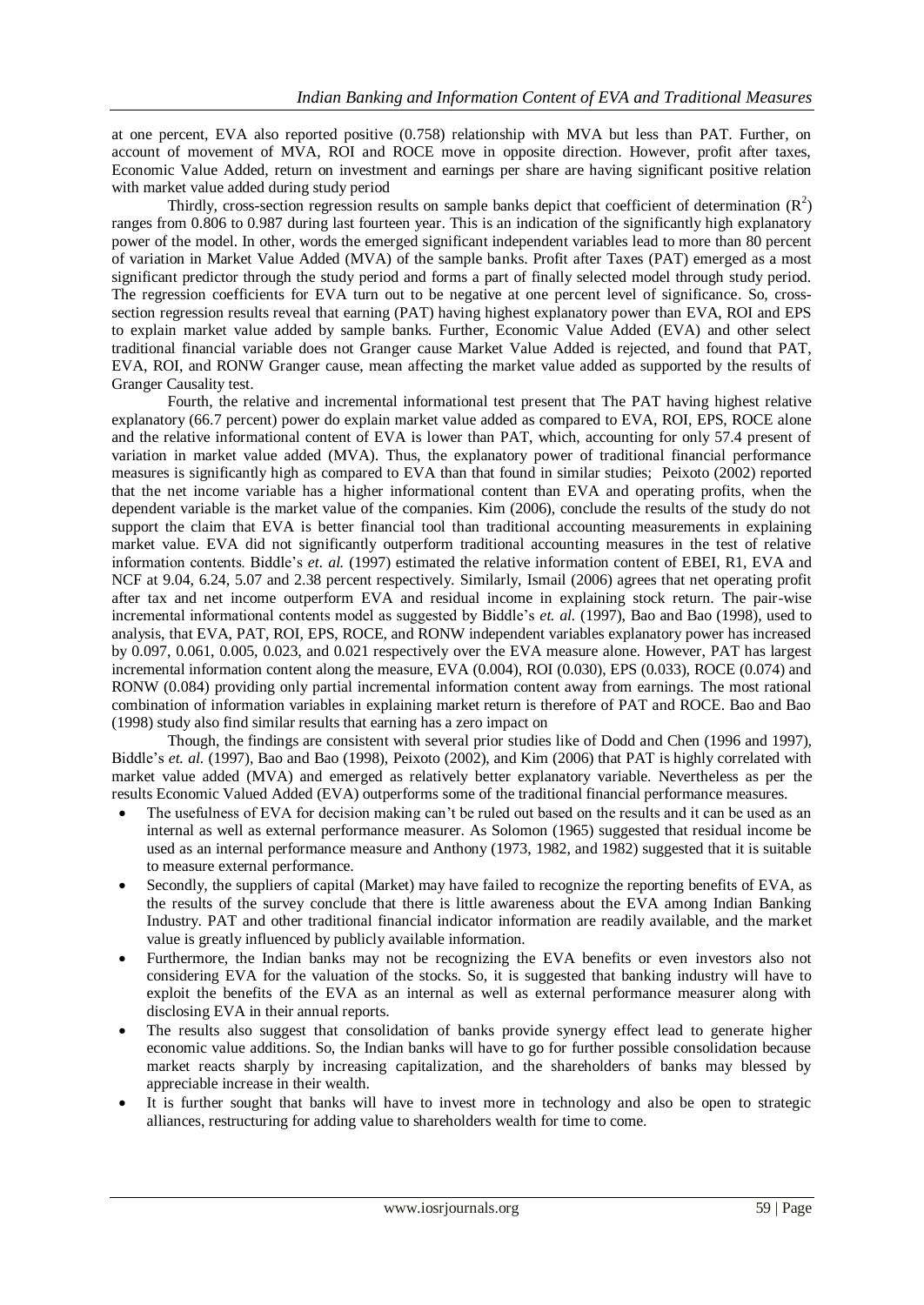at one percent, EVA also reported positive (0.758) relationship with MVA but less than PAT. Further, on account of movement of MVA, ROI and ROCE move in opposite direction. However, profit after taxes, Economic Value Added, return on investment and earnings per share are having significant positive relation with market value added during study period

Thirdly, cross-section regression results on sample banks depict that coefficient of determination ($R^2$) ranges from 0.806 to 0.987 during last fourteen year. This is an indication of the significantly high explanatory power of the model. In other, words the emerged significant independent variables lead to more than 80 percent of variation in Market Value Added (MVA) of the sample banks. Profit after Taxes (PAT) emerged as a most significant predictor through the study period and forms a part of finally selected model through study period. The regression coefficients for EVA turn out to be negative at one percent level of significance. So, cross-section regression results reveal that earning (PAT) having highest explanatory power than EVA, ROI and EPS to explain market value added by sample banks. Further, Economic Value Added (EVA) and other select traditional financial variable does not Granger cause Market Value Added is rejected, and found that PAT, EVA, ROI, and RONW Granger cause, mean affecting the market value added as supported by the results of Granger Causality test.

Fourth, the relative and incremental informational test present that The PAT having highest relative explanatory (66.7 percent) power do explain market value added as compared to EVA, ROI, EPS, ROCE alone and the relative informational content of EVA is lower than PAT, which, accounting for only 57.4 present of variation in market value added (MVA). Thus, the explanatory power of traditional financial performance measures is significantly high as compared to EVA than that found in similar studies; Peixoto (2002) reported that the net income variable has a higher informational content than EVA and operating profits, when the dependent variable is the market value of the companies. Kim (2006), conclude the results of the study do not support the claim that EVA is better financial tool than traditional accounting measurements in explaining market value. EVA did not significantly outperform traditional accounting measures in the test of relative information contents. Biddle's *et. al.* (1997) estimated the relative information content of EBEI, R1, EVA and NCF at 9.04, 6.24, 5.07 and 2.38 percent respectively. Similarly, Ismail (2006) agrees that net operating profit after tax and net income outperform EVA and residual income in explaining stock return. The pair-wise incremental informational contents model as suggested by Biddle's *et. al.* (1997), Bao and Bao (1998), used to analysis, that EVA, PAT, ROI, EPS, ROCE, and RONW independent variables explanatory power has increased by 0.097, 0.061, 0.005, 0.023, and 0.021 respectively over the EVA measure alone. However, PAT has largest incremental information content along the measure, EVA (0.004), ROI (0.030), EPS (0.033), ROCE (0.074) and RONW (0.084) providing only partial incremental information content away from earnings. The most rational combination of information variables in explaining market return is therefore of PAT and ROCE. Bao and Bao (1998) study also find similar results that earning has a zero impact on

Though, the findings are consistent with several prior studies like of Dodd and Chen (1996 and 1997), Biddle's *et. al.* (1997), Bao and Bao (1998), Peixoto (2002), and Kim (2006) that PAT is highly correlated with market value added (MVA) and emerged as relatively better explanatory variable. Nevertheless as per the results Economic Valued Added (EVA) outperforms some of the traditional financial performance measures.

- The usefulness of EVA for decision making can't be ruled out based on the results and it can be used as an internal as well as external performance measurer. As Solomon (1965) suggested that residual income be used as an internal performance measure and Anthony (1973, 1982, and 1982) suggested that it is suitable to measure external performance.
- Secondly, the suppliers of capital (Market) may have failed to recognize the reporting benefits of EVA, as the results of the survey conclude that there is little awareness about the EVA among Indian Banking Industry. PAT and other traditional financial indicator information are readily available, and the market value is greatly influenced by publicly available information.
- Furthermore, the Indian banks may not be recognizing the EVA benefits or even investors also not considering EVA for the valuation of the stocks. So, it is suggested that banking industry will have to exploit the benefits of the EVA as an internal as well as external performance measurer along with disclosing EVA in their annual reports.
- The results also suggest that consolidation of banks provide synergy effect lead to generate higher economic value additions. So, the Indian banks will have to go for further possible consolidation because market reacts sharply by increasing capitalization, and the shareholders of banks may blessed by appreciable increase in their wealth.
- It is further sought that banks will have to invest more in technology and also be open to strategic alliances, restructuring for adding value to shareholders wealth for time to come.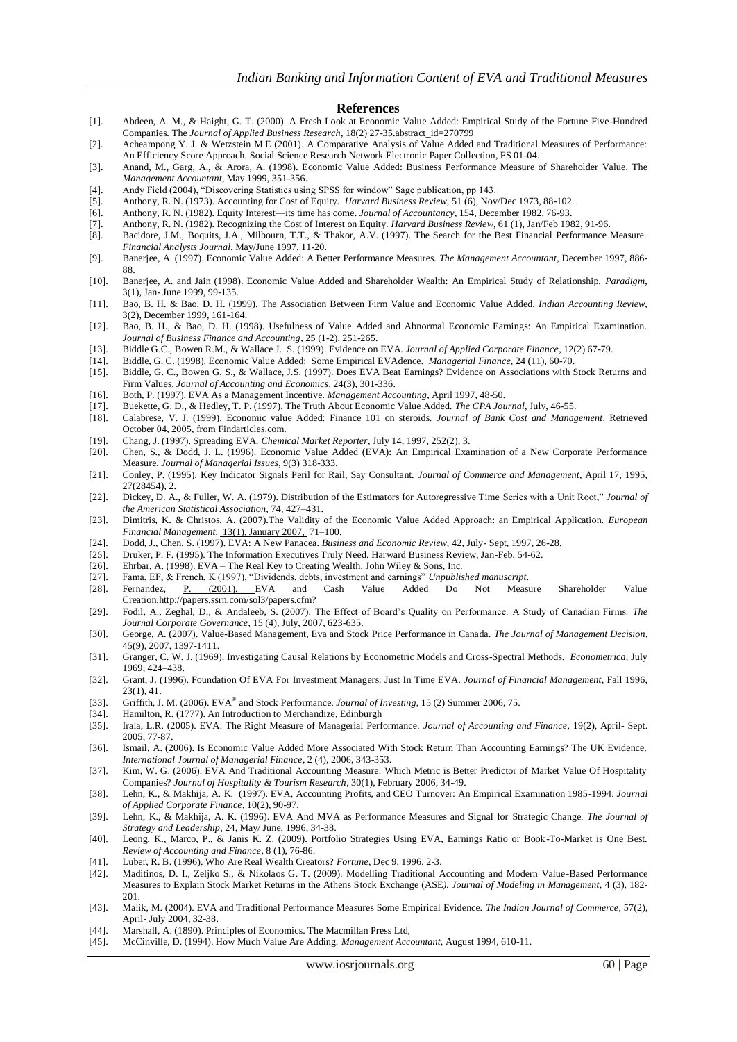## References

[1]. Abdeen, A. M., & Haight, G. T. (2000). A Fresh Look at Economic Value Added: Empirical Study of the Fortune Five-Hundred Companies. The *Journal of Applied Business Research*, 18(2) 27-35.abstract_id=270799

[2]. Acheampong Y. J. & Wetzstein M.E (2001). A Comparative Analysis of Value Added and Traditional Measures of Performance: An Efficiency Score Approach. Social Science Research Network Electronic Paper Collection, FS 01-04.

[3]. Anand, M., Garg, A., & Arora, A. (1998). Economic Value Added: Business Performance Measure of Shareholder Value. The *Management Accountant*, May 1999, 351-356.

[4]. Andy Field (2004), "Discovering Statistics using SPSS for window" Sage publication, pp 143.

[5]. Anthony, R. N. (1973). Accounting for Cost of Equity. *Harvard Business Review*, 51 (6), Nov/Dec 1973, 88-102.

[6]. Anthony, R. N. (1982). Equity Interest—its time has come. *Journal of Accountancy*, 154, December 1982, 76-93.

[7]. Anthony, R. N. (1982). Recognizing the Cost of Interest on Equity. *Harvard Business Review*, 61 (1), Jan/Feb 1982, 91-96.

[8]. Bacidore, J.M., Boquits, J.A., Milbourn, T.T., & Thakor, A.V. (1997). The Search for the Best Financial Performance Measure. *Financial Analysts Journal*, May/June 1997, 11-20.

[9]. Banerjee, A. (1997). Economic Value Added: A Better Performance Measures. *The Management Accountant*, December 1997, 886-88.

[10]. Banerjee, A. and Jain (1998). Economic Value Added and Shareholder Wealth: An Empirical Study of Relationship. *Paradigm*, 3(1), Jan- June 1999, 99-135.

[11]. Bao, B. H. & Bao, D. H. (1999). The Association Between Firm Value and Economic Value Added. *Indian Accounting Review*, 3(2), December 1999, 161-164.

[12]. Bao, B. H., & Bao, D. H. (1998). Usefulness of Value Added and Abnormal Economic Earnings: An Empirical Examination. *Journal of Business Finance and Accounting*, 25 (1-2), 251-265.

[13]. Biddle G.C., Bowen R.M., & Wallace J. S. (1999). Evidence on EVA. *Journal of Applied Corporate Finance*, 12(2) 67-79.

[14]. Biddle, G. C. (1998). Economic Value Added: Some Empirical EVAdence. *Managerial Finance*, 24 (11), 60-70.

[15]. Biddle, G. C., Bowen G. S., & Wallace, J.S. (1997). Does EVA Beat Earnings? Evidence on Associations with Stock Returns and Firm Values. *Journal of Accounting and Economics*, 24(3), 301-336.

[16]. Both, P. (1997). EVA As a Management Incentive. *Management Accounting*, April 1997, 48-50.

[17]. Buekette, G. D., & Hedley, T. P. (1997). The Truth About Economic Value Added. *The CPA Journal*, July, 46-55.

[18]. Calabrese, V. J. (1999). Economic value Added: Finance 101 on steroids. *Journal of Bank Cost and Management*. Retrieved October 04, 2005, from Findarticles.com.

[19]. Chang, J. (1997). Spreading EVA. *Chemical Market Reporter*, July 14, 1997, 252(2), 3.

[20]. Chen, S., & Dodd, J. L. (1996). Economic Value Added (EVA): An Empirical Examination of a New Corporate Performance Measure. *Journal of Managerial Issues*, 9(3) 318-333.

[21]. Conley, P. (1995). Key Indicator Signals Peril for Rail, Say Consultant. *Journal of Commerce and Management*, April 17, 1995, 27(28454), 2.

[22]. Dickey, D. A., & Fuller, W. A. (1979). Distribution of the Estimators for Autoregressive Time Series with a Unit Root," *Journal of the American Statistical Association*, 74, 427–431.

[23]. Dimitris, K. & Christos, A. (2007).The Validity of the Economic Value Added Approach: an Empirical Application. *European Financial Management*, 13(1), January 2007, 71–100.

[24]. Dodd, J., Chen, S. (1997). EVA: A New Panacea. *Business and Economic Review*, 42, July- Sept, 1997, 26-28.

[25]. Druker, P. F. (1995). The Information Executives Truly Need. Harward Business Review, Jan-Feb, 54-62.

[26]. Ehrbar, A. (1998). EVA – The Real Key to Creating Wealth. John Wiley & Sons, Inc.

[27]. Fama, EF, & French, K (1997), "Dividends, debts, investment and earnings" *Unpublished manuscript*.

[28]. Fernandez, P. (2001). EVA and Cash Value Added Do Not Measure Shareholder Value Creation.http://papers.ssrn.com/sol3/papers.cfm?

[29]. Fodil, A., Zeghal, D., & Andaleeb, S. (2007). The Effect of Board's Quality on Performance: A Study of Canadian Firms. *The Journal Corporate Governance*, 15 (4), July, 2007, 623-635.

[30]. George, A. (2007). Value-Based Management, Eva and Stock Price Performance in Canada. *The Journal of Management Decision*, 45(9), 2007, 1397-1411.

[31]. Granger, C. W. J. (1969). Investigating Causal Relations by Econometric Models and Cross-Spectral Methods. *Econometrica*, July 1969, 424–438.

[32]. Grant, J. (1996). Foundation Of EVA For Investment Managers: Just In Time EVA. *Journal of Financial Management*, Fall 1996, 23(1), 41.

[33]. Griffith, J. M. (2006). EVA® and Stock Performance. *Journal of Investing*, 15 (2) Summer 2006, 75.

[34]. Hamilton, R. (1777). An Introduction to Merchandize, Edinburgh

[35]. Irala, L.R. (2005). EVA: The Right Measure of Managerial Performance. *Journal of Accounting and Finance*, 19(2), April- Sept. 2005, 77-87.

[36]. Ismail, A. (2006). Is Economic Value Added More Associated With Stock Return Than Accounting Earnings? The UK Evidence. *International Journal of Managerial Finance*, 2 (4), 2006, 343-353.

[37]. Kim, W. G. (2006). EVA And Traditional Accounting Measure: Which Metric is Better Predictor of Market Value Of Hospitality Companies? *Journal of Hospitality & Tourism Research*, 30(1), February 2006, 34-49.

[38]. Lehn, K., & Makhija, A. K. (1997). EVA, Accounting Profits, and CEO Turnover: An Empirical Examination 1985-1994. *Journal of Applied Corporate Finance*, 10(2), 90-97.

[39]. Lehn, K., & Makhija, A. K. (1996). EVA And MVA as Performance Measures and Signal for Strategic Change. *The Journal of Strategy and Leadership*, 24, May/ June, 1996, 34-38.

[40]. Leong, K., Marco, P., & Janis K. Z. (2009). Portfolio Strategies Using EVA, Earnings Ratio or Book-To-Market is One Best. *Review of Accounting and Finance*, 8 (1), 76-86.

[41]. Luber, R. B. (1996). Who Are Real Wealth Creators? *Fortune*, Dec 9, 1996, 2-3.

[42]. Maditinos, D. I., Zeljko S., & Nikolaos G. T. (2009). Modelling Traditional Accounting and Modern Value-Based Performance Measures to Explain Stock Market Returns in the Athens Stock Exchange (ASE*). Journal of Modeling in Management*, 4 (3), 182-201.

[43]. Malik, M. (2004). EVA and Traditional Performance Measures Some Empirical Evidence. *The Indian Journal of Commerce*, 57(2), April- July 2004, 32-38.

[44]. Marshall, A. (1890). Principles of Economics. The Macmillan Press Ltd,

[45]. McCinville, D. (1994). How Much Value Are Adding. *Management Accountant*, August 1994, 610-11.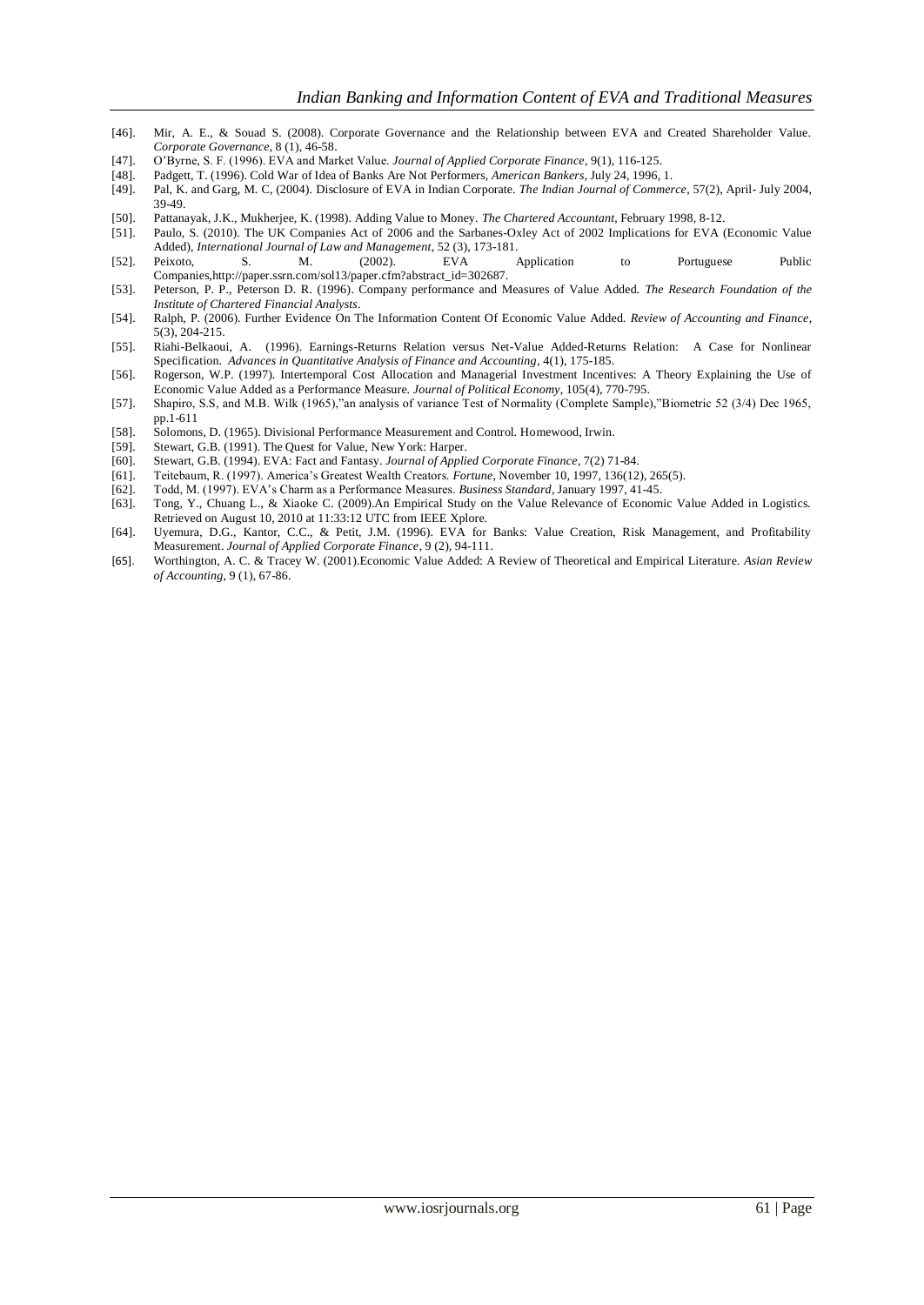[46]. Mir, A. E., & Souad S. (2008). Corporate Governance and the Relationship between EVA and Created Shareholder Value. *Corporate Governance*, 8 (1), 46-58.

[47]. O'Byrne, S. F. (1996). EVA and Market Value. *Journal of Applied Corporate Finance*, 9(1), 116-125.

[48]. Padgett, T. (1996). Cold War of Idea of Banks Are Not Performers, *American Bankers*, July 24, 1996, 1.

[49]. Pal, K. and Garg, M. C, (2004). Disclosure of EVA in Indian Corporate. *The Indian Journal of Commerce*, 57(2), April- July 2004, 39-49.

[50]. Pattanayak, J.K., Mukherjee, K. (1998). Adding Value to Money. *The Chartered Accountant*, February 1998, 8-12.

[51]. Paulo, S. (2010). The UK Companies Act of 2006 and the Sarbanes-Oxley Act of 2002 Implications for EVA (Economic Value Added), *International Journal of Law and Management*, 52 (3), 173-181.

[52]. Peixoto, S. M. (2002). EVA Application to Portuguese Public Companies,http://paper.ssrn.com/sol13/paper.cfm?abstract_id=302687.

[53]. Peterson, P. P., Peterson D. R. (1996). Company performance and Measures of Value Added. *The Research Foundation of the Institute of Chartered Financial Analysts*.

[54]. Ralph, P. (2006). Further Evidence On The Information Content Of Economic Value Added. *Review of Accounting and Finance*, 5(3), 204-215.

[55]. Riahi-Belkaoui, A. (1996). Earnings-Returns Relation versus Net-Value Added-Returns Relation: A Case for Nonlinear Specification. *Advances in Quantitative Analysis of Finance and Accounting*, 4(1), 175-185.

[56]. Rogerson, W.P. (1997). Intertemporal Cost Allocation and Managerial Investment Incentives: A Theory Explaining the Use of Economic Value Added as a Performance Measure. *Journal of Political Economy*, 105(4), 770-795.

[57]. Shapiro, S.S, and M.B. Wilk (1965),"an analysis of variance Test of Normality (Complete Sample),"Biometric 52 (3/4) Dec 1965, pp.1-611

[58]. Solomons, D. (1965). Divisional Performance Measurement and Control. Homewood, Irwin.

[59]. Stewart, G.B. (1991). The Quest for Value, New York: Harper.

[60]. Stewart, G.B. (1994). EVA: Fact and Fantasy. *Journal of Applied Corporate Finance*, 7(2) 71-84.

[61]. Teitebaum, R. (1997). America's Greatest Wealth Creators. *Fortune*, November 10, 1997, 136(12), 265(5).

[62]. Todd, M. (1997). EVA's Charm as a Performance Measures. *Business Standard*, January 1997, 41-45.

[63]. Tong, Y., Chuang L., & Xiaoke C. (2009).An Empirical Study on the Value Relevance of Economic Value Added in Logistics. Retrieved on August 10, 2010 at 11:33:12 UTC from IEEE Xplore.

[64]. Uyemura, D.G., Kantor, C.C., & Petit, J.M. (1996). EVA for Banks: Value Creation, Risk Management, and Profitability Measurement. *Journal of Applied Corporate Finance*, 9 (2), 94-111.

[65]. Worthington, A. C. & Tracey W. (2001).Economic Value Added: A Review of Theoretical and Empirical Literature. *Asian Review of Accounting*, 9 (1), 67-86.